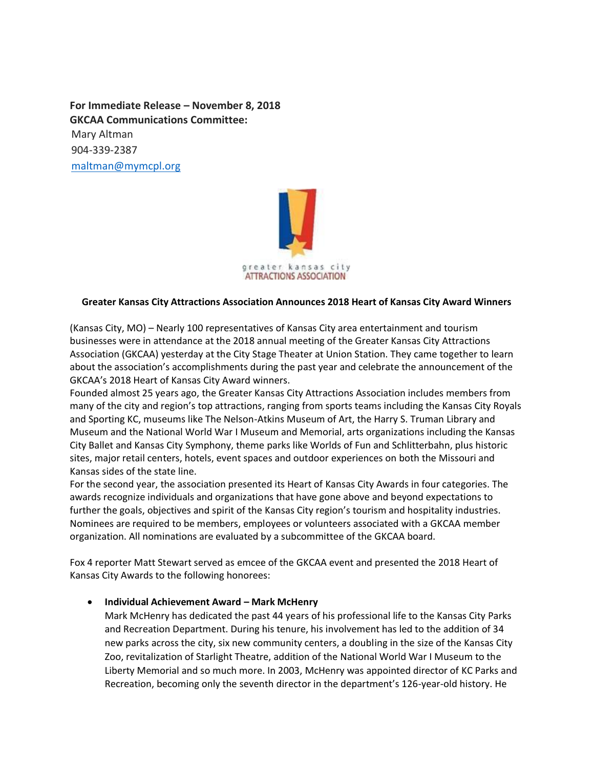**For Immediate Release – November 8, 2018**
**GKCAA Communications Committee:**
Mary Altman
904-339-2387
maltman@mymcpl.org

greater kansas city
ATTRACTIONS ASSOCIATION

**Greater Kansas City Attractions Association Announces 2018 Heart of Kansas City Award Winners**

(Kansas City, MO) – Nearly 100 representatives of Kansas City area entertainment and tourism businesses were in attendance at the 2018 annual meeting of the Greater Kansas City Attractions Association (GKCAA) yesterday at the City Stage Theater at Union Station. They came together to learn about the association's accomplishments during the past year and celebrate the announcement of the GKCAA's 2018 Heart of Kansas City Award winners.

Founded almost 25 years ago, the Greater Kansas City Attractions Association includes members from many of the city and region's top attractions, ranging from sports teams including the Kansas City Royals and Sporting KC, museums like The Nelson-Atkins Museum of Art, the Harry S. Truman Library and Museum and the National World War I Museum and Memorial, arts organizations including the Kansas City Ballet and Kansas City Symphony, theme parks like Worlds of Fun and Schlitterbahn, plus historic sites, major retail centers, hotels, event spaces and outdoor experiences on both the Missouri and Kansas sides of the state line.

For the second year, the association presented its Heart of Kansas City Awards in four categories. The awards recognize individuals and organizations that have gone above and beyond expectations to further the goals, objectives and spirit of the Kansas City region's tourism and hospitality industries. Nominees are required to be members, employees or volunteers associated with a GKCAA member organization. All nominations are evaluated by a subcommittee of the GKCAA board.

Fox 4 reporter Matt Stewart served as emcee of the GKCAA event and presented the 2018 Heart of Kansas City Awards to the following honorees:

- **Individual Achievement Award – Mark McHenry**
  Mark McHenry has dedicated the past 44 years of his professional life to the Kansas City Parks and Recreation Department. During his tenure, his involvement has led to the addition of 34 new parks across the city, six new community centers, a doubling in the size of the Kansas City Zoo, revitalization of Starlight Theatre, addition of the National World War I Museum to the Liberty Memorial and so much more. In 2003, McHenry was appointed director of KC Parks and Recreation, becoming only the seventh director in the department's 126-year-old history. He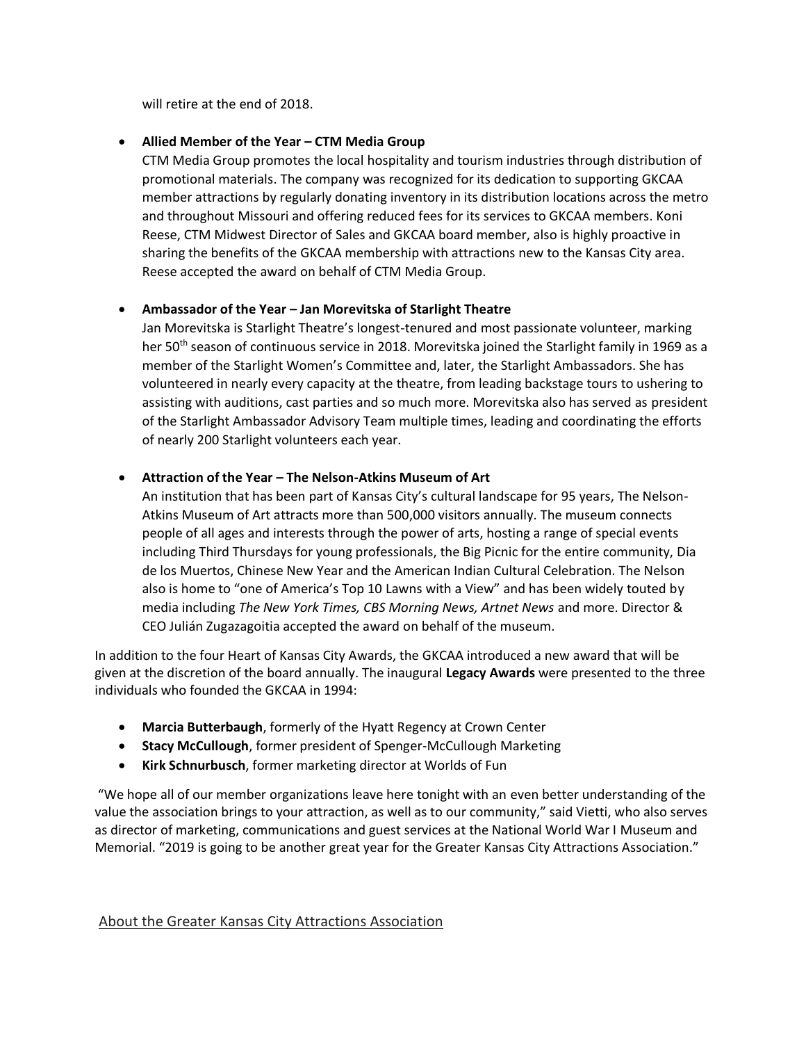will retire at the end of 2018.

- **Allied Member of the Year – CTM Media Group**
  CTM Media Group promotes the local hospitality and tourism industries through distribution of promotional materials. The company was recognized for its dedication to supporting GKCAA member attractions by regularly donating inventory in its distribution locations across the metro and throughout Missouri and offering reduced fees for its services to GKCAA members. Koni Reese, CTM Midwest Director of Sales and GKCAA board member, also is highly proactive in sharing the benefits of the GKCAA membership with attractions new to the Kansas City area. Reese accepted the award on behalf of CTM Media Group.

- **Ambassador of the Year – Jan Morevitska of Starlight Theatre**
  Jan Morevitska is Starlight Theatre's longest-tenured and most passionate volunteer, marking her 50th season of continuous service in 2018. Morevitska joined the Starlight family in 1969 as a member of the Starlight Women's Committee and, later, the Starlight Ambassadors. She has volunteered in nearly every capacity at the theatre, from leading backstage tours to ushering to assisting with auditions, cast parties and so much more. Morevitska also has served as president of the Starlight Ambassador Advisory Team multiple times, leading and coordinating the efforts of nearly 200 Starlight volunteers each year.

- **Attraction of the Year – The Nelson-Atkins Museum of Art**
  An institution that has been part of Kansas City's cultural landscape for 95 years, The Nelson-Atkins Museum of Art attracts more than 500,000 visitors annually. The museum connects people of all ages and interests through the power of arts, hosting a range of special events including Third Thursdays for young professionals, the Big Picnic for the entire community, Dia de los Muertos, Chinese New Year and the American Indian Cultural Celebration. The Nelson also is home to "one of America's Top 10 Lawns with a View" and has been widely touted by media including *The New York Times, CBS Morning News, Artnet News* and more. Director & CEO Julián Zugazagoitia accepted the award on behalf of the museum.

In addition to the four Heart of Kansas City Awards, the GKCAA introduced a new award that will be given at the discretion of the board annually. The inaugural **Legacy Awards** were presented to the three individuals who founded the GKCAA in 1994:

- **Marcia Butterbaugh**, formerly of the Hyatt Regency at Crown Center
- **Stacy McCullough**, former president of Spenger-McCullough Marketing
- **Kirk Schnurbusch**, former marketing director at Worlds of Fun

"We hope all of our member organizations leave here tonight with an even better understanding of the value the association brings to your attraction, as well as to our community," said Vietti, who also serves as director of marketing, communications and guest services at the National World War I Museum and Memorial. "2019 is going to be another great year for the Greater Kansas City Attractions Association."

## About the Greater Kansas City Attractions Association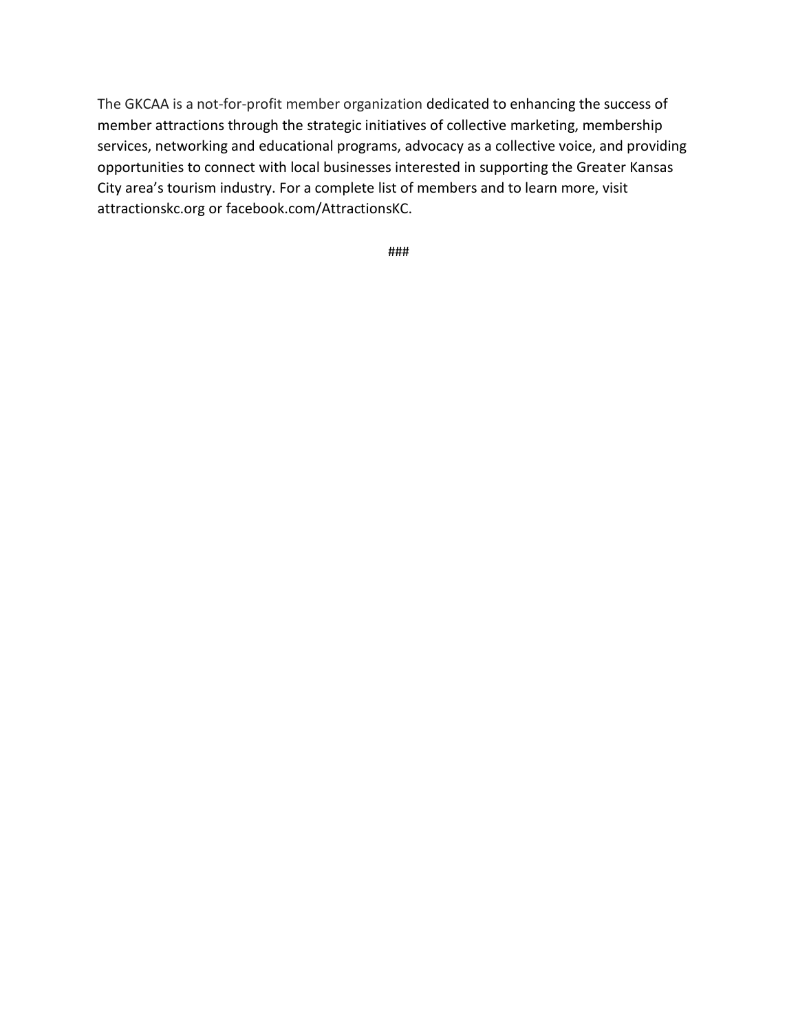The GKCAA is a not-for-profit member organization dedicated to enhancing the success of member attractions through the strategic initiatives of collective marketing, membership services, networking and educational programs, advocacy as a collective voice, and providing opportunities to connect with local businesses interested in supporting the Greater Kansas City area's tourism industry. For a complete list of members and to learn more, visit attractionskc.org or facebook.com/AttractionsKC.

###